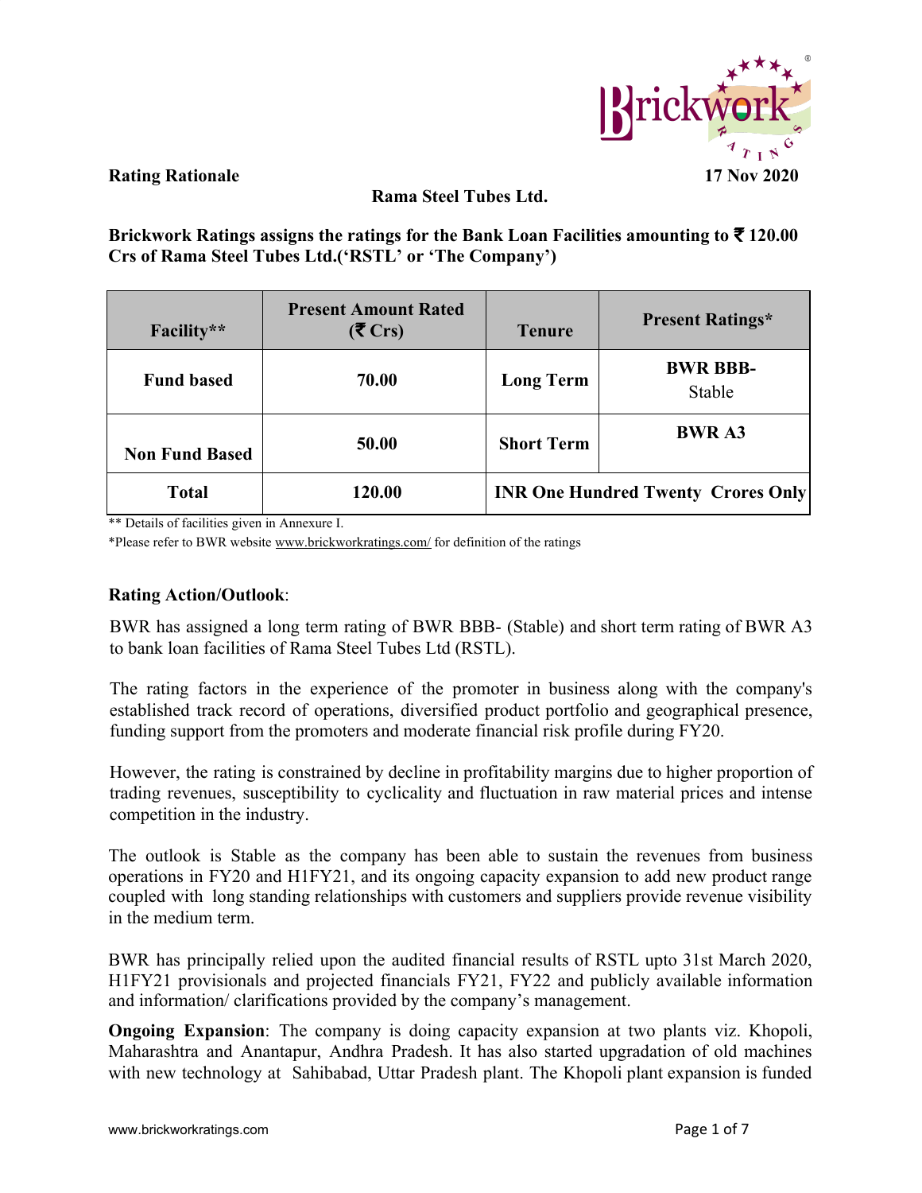**Rating Rationale** **17 Nov 2020**

**Rama Steel Tubes Ltd.**

**Brickwork Ratings assigns the ratings for the Bank Loan Facilities amounting to ₹ 120.00 Crs of Rama Steel Tubes Ltd.('RSTL' or 'The Company')**

| Facility** | Present Amount Rated (₹ Crs) | Tenure | Present Ratings* |
|---|---|---|---|
| **Fund based** | **70.00** | **Long Term** | **BWR BBB-** Stable |
| **Non Fund Based** | **50.00** | **Short Term** | **BWR A3** |
| **Total** | **120.00** | **INR One Hundred Twenty Crores Only** | |

** Details of facilities given in Annexure I.

*Please refer to BWR website www.brickworkratings.com/ for definition of the ratings

**Rating Action/Outlook**:

BWR has assigned a long term rating of BWR BBB- (Stable) and short term rating of BWR A3 to bank loan facilities of Rama Steel Tubes Ltd (RSTL).

The rating factors in the experience of the promoter in business along with the company's established track record of operations, diversified product portfolio and geographical presence, funding support from the promoters and moderate financial risk profile during FY20.

However, the rating is constrained by decline in profitability margins due to higher proportion of trading revenues, susceptibility to cyclicality and fluctuation in raw material prices and intense competition in the industry.

The outlook is Stable as the company has been able to sustain the revenues from business operations in FY20 and H1FY21, and its ongoing capacity expansion to add new product range coupled with long standing relationships with customers and suppliers provide revenue visibility in the medium term.

BWR has principally relied upon the audited financial results of RSTL upto 31st March 2020, H1FY21 provisionals and projected financials FY21, FY22 and publicly available information and information/ clarifications provided by the company's management.

**Ongoing Expansion**: The company is doing capacity expansion at two plants viz. Khopoli, Maharashtra and Anantapur, Andhra Pradesh. It has also started upgradation of old machines with new technology at Sahibabad, Uttar Pradesh plant. The Khopoli plant expansion is funded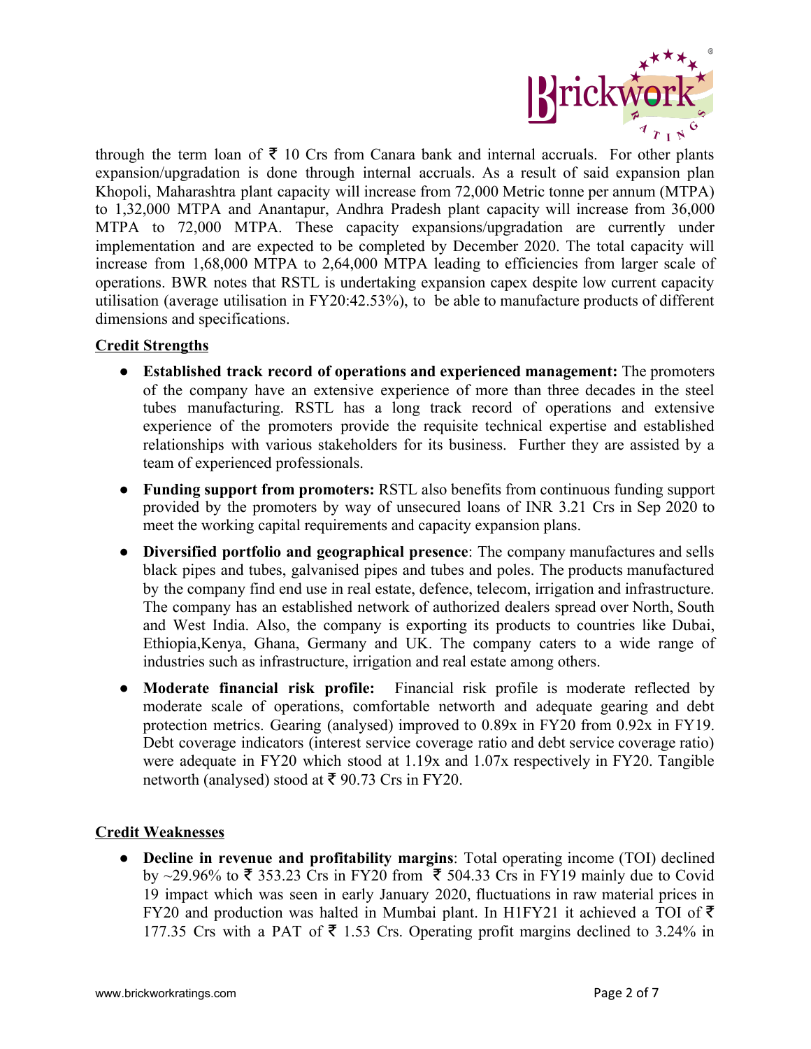through the term loan of ₹ 10 Crs from Canara bank and internal accruals. For other plants expansion/upgradation is done through internal accruals. As a result of said expansion plan Khopoli, Maharashtra plant capacity will increase from 72,000 Metric tonne per annum (MTPA) to 1,32,000 MTPA and Anantapur, Andhra Pradesh plant capacity will increase from 36,000 MTPA to 72,000 MTPA. These capacity expansions/upgradation are currently under implementation and are expected to be completed by December 2020. The total capacity will increase from 1,68,000 MTPA to 2,64,000 MTPA leading to efficiencies from larger scale of operations. BWR notes that RSTL is undertaking expansion capex despite low current capacity utilisation (average utilisation in FY20:42.53%), to be able to manufacture products of different dimensions and specifications.

## Credit Strengths

- **Established track record of operations and experienced management:** The promoters of the company have an extensive experience of more than three decades in the steel tubes manufacturing. RSTL has a long track record of operations and extensive experience of the promoters provide the requisite technical expertise and established relationships with various stakeholders for its business. Further they are assisted by a team of experienced professionals.
- **Funding support from promoters:** RSTL also benefits from continuous funding support provided by the promoters by way of unsecured loans of INR 3.21 Crs in Sep 2020 to meet the working capital requirements and capacity expansion plans.
- **Diversified portfolio and geographical presence**: The company manufactures and sells black pipes and tubes, galvanised pipes and tubes and poles. The products manufactured by the company find end use in real estate, defence, telecom, irrigation and infrastructure. The company has an established network of authorized dealers spread over North, South and West India. Also, the company is exporting its products to countries like Dubai, Ethiopia,Kenya, Ghana, Germany and UK. The company caters to a wide range of industries such as infrastructure, irrigation and real estate among others.
- **Moderate financial risk profile:** Financial risk profile is moderate reflected by moderate scale of operations, comfortable networth and adequate gearing and debt protection metrics. Gearing (analysed) improved to 0.89x in FY20 from 0.92x in FY19. Debt coverage indicators (interest service coverage ratio and debt service coverage ratio) were adequate in FY20 which stood at 1.19x and 1.07x respectively in FY20. Tangible networth (analysed) stood at ₹ 90.73 Crs in FY20.

## Credit Weaknesses

- **Decline in revenue and profitability margins**: Total operating income (TOI) declined by ~29.96% to ₹ 353.23 Crs in FY20 from ₹ 504.33 Crs in FY19 mainly due to Covid 19 impact which was seen in early January 2020, fluctuations in raw material prices in FY20 and production was halted in Mumbai plant. In H1FY21 it achieved a TOI of ₹ 177.35 Crs with a PAT of ₹ 1.53 Crs. Operating profit margins declined to 3.24% in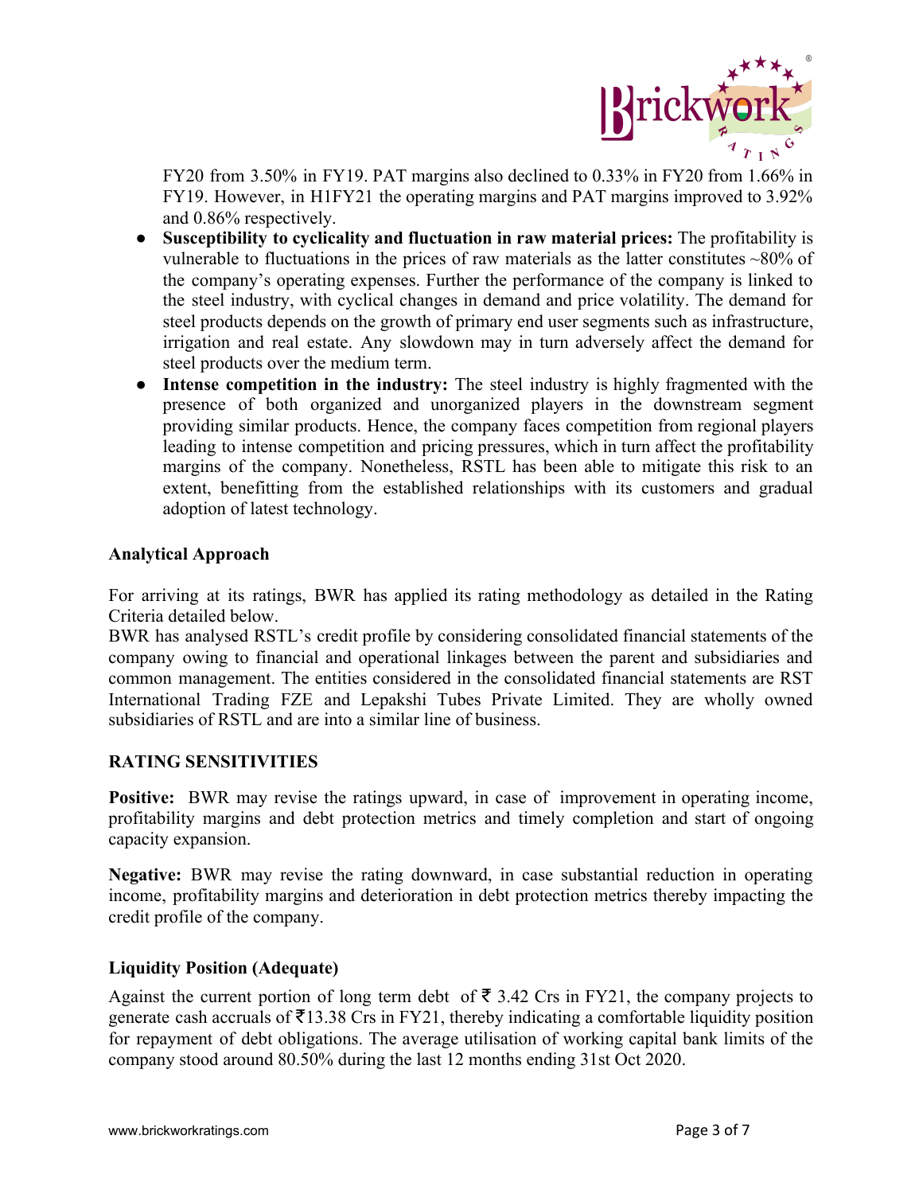FY20 from 3.50% in FY19. PAT margins also declined to 0.33% in FY20 from 1.66% in FY19. However, in H1FY21 the operating margins and PAT margins improved to 3.92% and 0.86% respectively.

- **Susceptibility to cyclicality and fluctuation in raw material prices:** The profitability is vulnerable to fluctuations in the prices of raw materials as the latter constitutes ~80% of the company's operating expenses. Further the performance of the company is linked to the steel industry, with cyclical changes in demand and price volatility. The demand for steel products depends on the growth of primary end user segments such as infrastructure, irrigation and real estate. Any slowdown may in turn adversely affect the demand for steel products over the medium term.
- **Intense competition in the industry:** The steel industry is highly fragmented with the presence of both organized and unorganized players in the downstream segment providing similar products. Hence, the company faces competition from regional players leading to intense competition and pricing pressures, which in turn affect the profitability margins of the company. Nonetheless, RSTL has been able to mitigate this risk to an extent, benefitting from the established relationships with its customers and gradual adoption of latest technology.

### Analytical Approach

For arriving at its ratings, BWR has applied its rating methodology as detailed in the Rating Criteria detailed below.
BWR has analysed RSTL's credit profile by considering consolidated financial statements of the company owing to financial and operational linkages between the parent and subsidiaries and common management. The entities considered in the consolidated financial statements are RST International Trading FZE and Lepakshi Tubes Private Limited. They are wholly owned subsidiaries of RSTL and are into a similar line of business.

### RATING SENSITIVITIES

**Positive:** BWR may revise the ratings upward, in case of improvement in operating income, profitability margins and debt protection metrics and timely completion and start of ongoing capacity expansion.

**Negative:** BWR may revise the rating downward, in case substantial reduction in operating income, profitability margins and deterioration in debt protection metrics thereby impacting the credit profile of the company.

### Liquidity Position (Adequate)

Against the current portion of long term debt of ₹ 3.42 Crs in FY21, the company projects to generate cash accruals of ₹13.38 Crs in FY21, thereby indicating a comfortable liquidity position for repayment of debt obligations. The average utilisation of working capital bank limits of the company stood around 80.50% during the last 12 months ending 31st Oct 2020.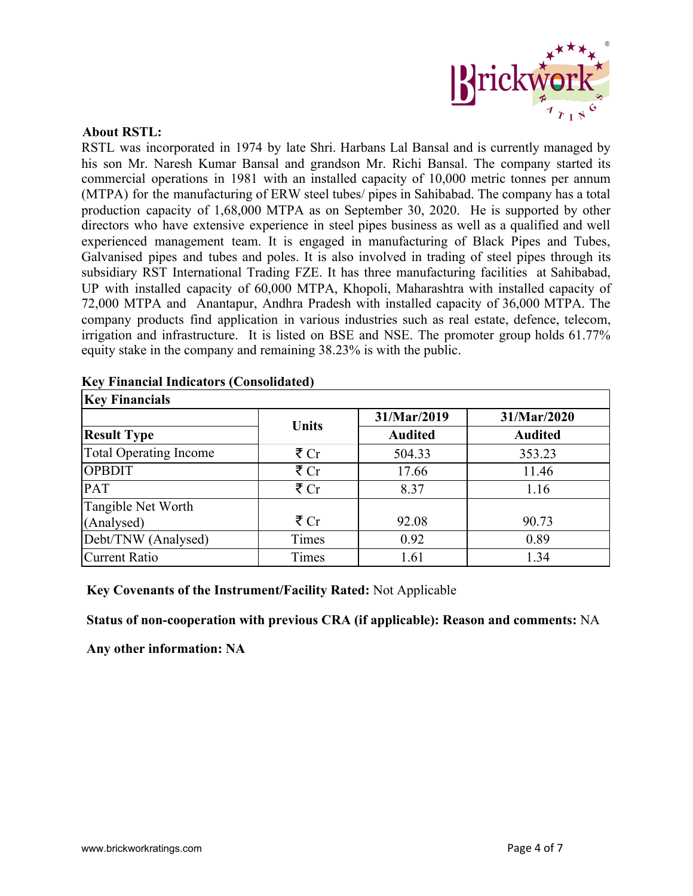**About RSTL:**

RSTL was incorporated in 1974 by late Shri. Harbans Lal Bansal and is currently managed by his son Mr. Naresh Kumar Bansal and grandson Mr. Richi Bansal. The company started its commercial operations in 1981 with an installed capacity of 10,000 metric tonnes per annum (MTPA) for the manufacturing of ERW steel tubes/ pipes in Sahibabad. The company has a total production capacity of 1,68,000 MTPA as on September 30, 2020. He is supported by other directors who have extensive experience in steel pipes business as well as a qualified and well experienced management team. It is engaged in manufacturing of Black Pipes and Tubes, Galvanised pipes and tubes and poles. It is also involved in trading of steel pipes through its subsidiary RST International Trading FZE. It has three manufacturing facilities at Sahibabad, UP with installed capacity of 60,000 MTPA, Khopoli, Maharashtra with installed capacity of 72,000 MTPA and Anantapur, Andhra Pradesh with installed capacity of 36,000 MTPA. The company products find application in various industries such as real estate, defence, telecom, irrigation and infrastructure. It is listed on BSE and NSE. The promoter group holds 61.77% equity stake in the company and remaining 38.23% is with the public.

**Key Financial Indicators (Consolidated)**

| Key Financials | | | |
|---|---|---|---|
| | Units | 31/Mar/2019 | 31/Mar/2020 |
| **Result Type** | | **Audited** | **Audited** |
| Total Operating Income | ₹ Cr | 504.33 | 353.23 |
| OPBDIT | ₹ Cr | 17.66 | 11.46 |
| PAT | ₹ Cr | 8.37 | 1.16 |
| Tangible Net Worth (Analysed) | ₹ Cr | 92.08 | 90.73 |
| Debt/TNW (Analysed) | Times | 0.92 | 0.89 |
| Current Ratio | Times | 1.61 | 1.34 |

**Key Covenants of the Instrument/Facility Rated:** Not Applicable

**Status of non-cooperation with previous CRA (if applicable): Reason and comments:** NA

**Any other information: NA**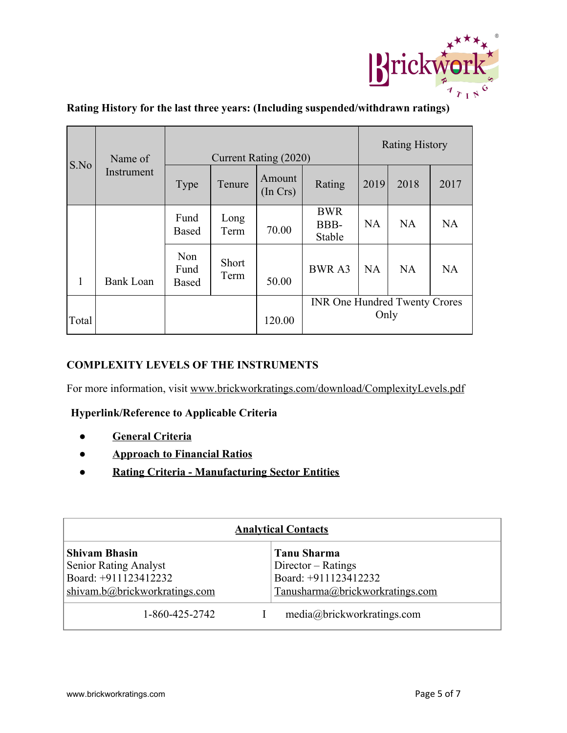**Rating History for the last three years: (Including suspended/withdrawn ratings)**

| S.No | Name of Instrument | Current Rating (2020) | | | | Rating History | | |
|---|---|---|---|---|---|---|---|---|
| | | Type | Tenure | Amount (In Crs) | Rating | 2019 | 2018 | 2017 |
| 1 | Bank Loan | Fund Based | Long Term | 70.00 | BWR BBB- Stable | NA | NA | NA |
| | | Non Fund Based | Short Term | 50.00 | BWR A3 | NA | NA | NA |
| Total | | | | 120.00 | INR One Hundred Twenty Crores Only | | | |

**COMPLEXITY LEVELS OF THE INSTRUMENTS**

For more information, visit www.brickworkratings.com/download/ComplexityLevels.pdf

**Hyperlink/Reference to Applicable Criteria**

- **General Criteria**
- **Approach to Financial Ratios**
- **Rating Criteria - Manufacturing Sector Entities**

| **Analytical Contacts** | |
|---|---|
| **Shivam Bhasin**<br>Senior Rating Analyst<br>Board: +911123412232<br>shivam.b@brickworkratings.com | **Tanu Sharma**<br>Director – Ratings<br>Board: +911123412232<br>Tanusharma@brickworkratings.com |
| 1-860-425-2742 | media@brickworkratings.com |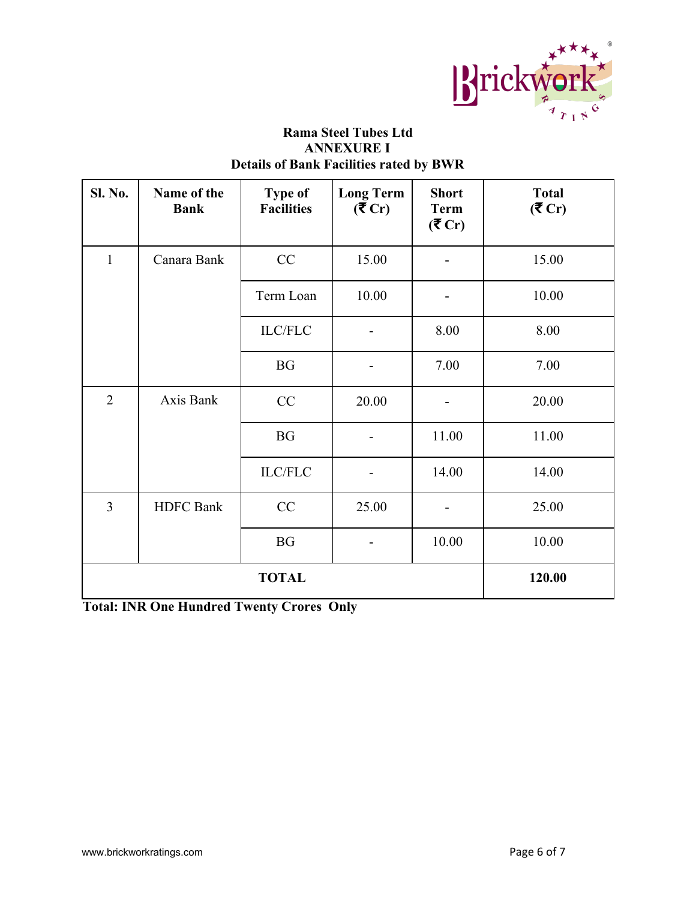**Rama Steel Tubes Ltd**
**ANNEXURE I**
**Details of Bank Facilities rated by BWR**

| Sl. No. | Name of the Bank | Type of Facilities | Long Term (₹ Cr) | Short Term (₹ Cr) | Total (₹ Cr) |
|---|---|---|---|---|---|
| 1 | Canara Bank | CC | 15.00 | - | 15.00 |
| | | Term Loan | 10.00 | - | 10.00 |
| | | ILC/FLC | - | 8.00 | 8.00 |
| | | BG | - | 7.00 | 7.00 |
| 2 | Axis Bank | CC | 20.00 | - | 20.00 |
| | | BG | - | 11.00 | 11.00 |
| | | ILC/FLC | - | 14.00 | 14.00 |
| 3 | HDFC Bank | CC | 25.00 | - | 25.00 |
| | | BG | - | 10.00 | 10.00 |
| **TOTAL** | | | | | **120.00** |

**Total: INR One Hundred Twenty Crores Only**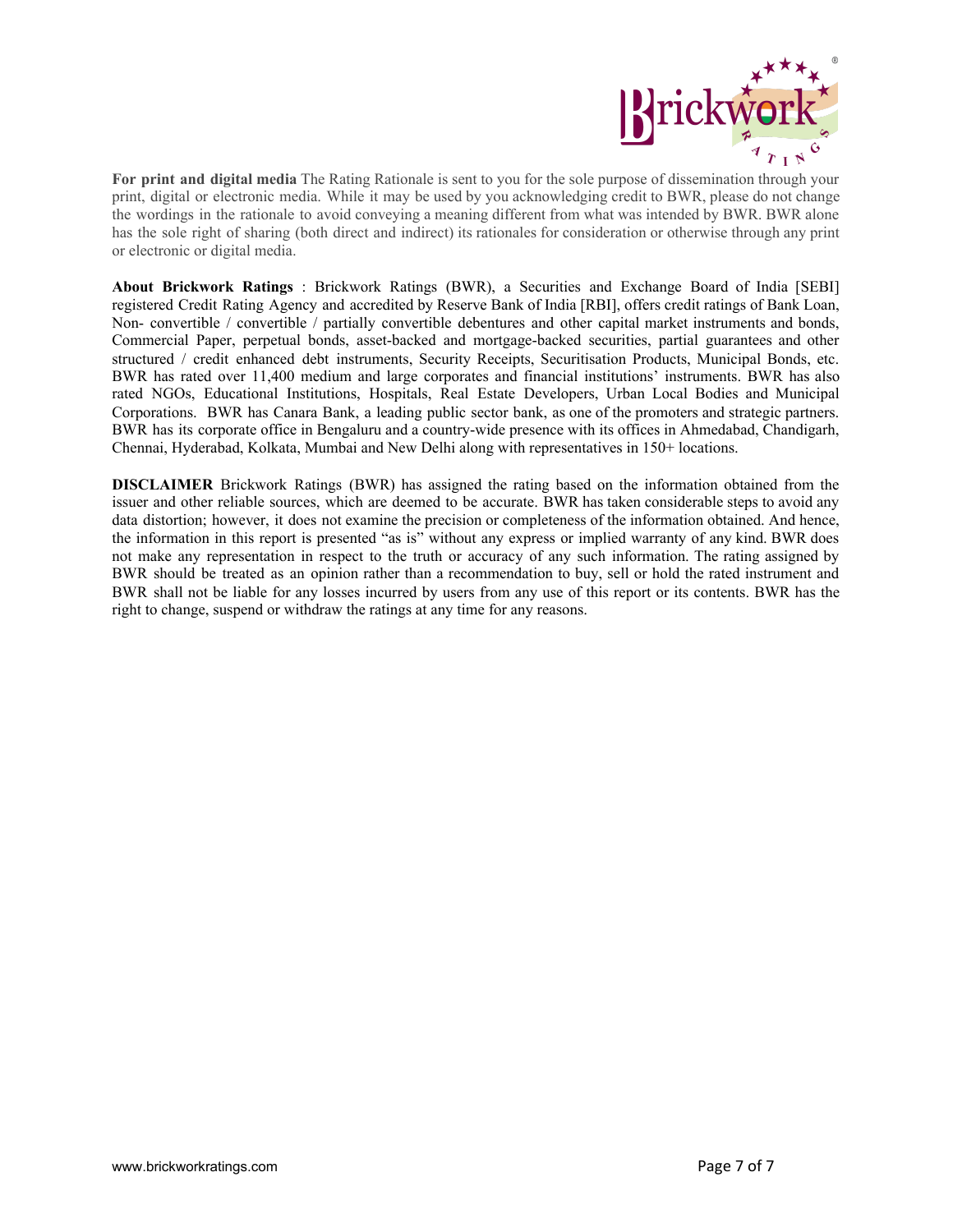**For print and digital media** The Rating Rationale is sent to you for the sole purpose of dissemination through your print, digital or electronic media. While it may be used by you acknowledging credit to BWR, please do not change the wordings in the rationale to avoid conveying a meaning different from what was intended by BWR. BWR alone has the sole right of sharing (both direct and indirect) its rationales for consideration or otherwise through any print or electronic or digital media.

**About Brickwork Ratings** : Brickwork Ratings (BWR), a Securities and Exchange Board of India [SEBI] registered Credit Rating Agency and accredited by Reserve Bank of India [RBI], offers credit ratings of Bank Loan, Non- convertible / convertible / partially convertible debentures and other capital market instruments and bonds, Commercial Paper, perpetual bonds, asset-backed and mortgage-backed securities, partial guarantees and other structured / credit enhanced debt instruments, Security Receipts, Securitisation Products, Municipal Bonds, etc. BWR has rated over 11,400 medium and large corporates and financial institutions' instruments. BWR has also rated NGOs, Educational Institutions, Hospitals, Real Estate Developers, Urban Local Bodies and Municipal Corporations. BWR has Canara Bank, a leading public sector bank, as one of the promoters and strategic partners. BWR has its corporate office in Bengaluru and a country-wide presence with its offices in Ahmedabad, Chandigarh, Chennai, Hyderabad, Kolkata, Mumbai and New Delhi along with representatives in 150+ locations.

**DISCLAIMER** Brickwork Ratings (BWR) has assigned the rating based on the information obtained from the issuer and other reliable sources, which are deemed to be accurate. BWR has taken considerable steps to avoid any data distortion; however, it does not examine the precision or completeness of the information obtained. And hence, the information in this report is presented "as is" without any express or implied warranty of any kind. BWR does not make any representation in respect to the truth or accuracy of any such information. The rating assigned by BWR should be treated as an opinion rather than a recommendation to buy, sell or hold the rated instrument and BWR shall not be liable for any losses incurred by users from any use of this report or its contents. BWR has the right to change, suspend or withdraw the ratings at any time for any reasons.